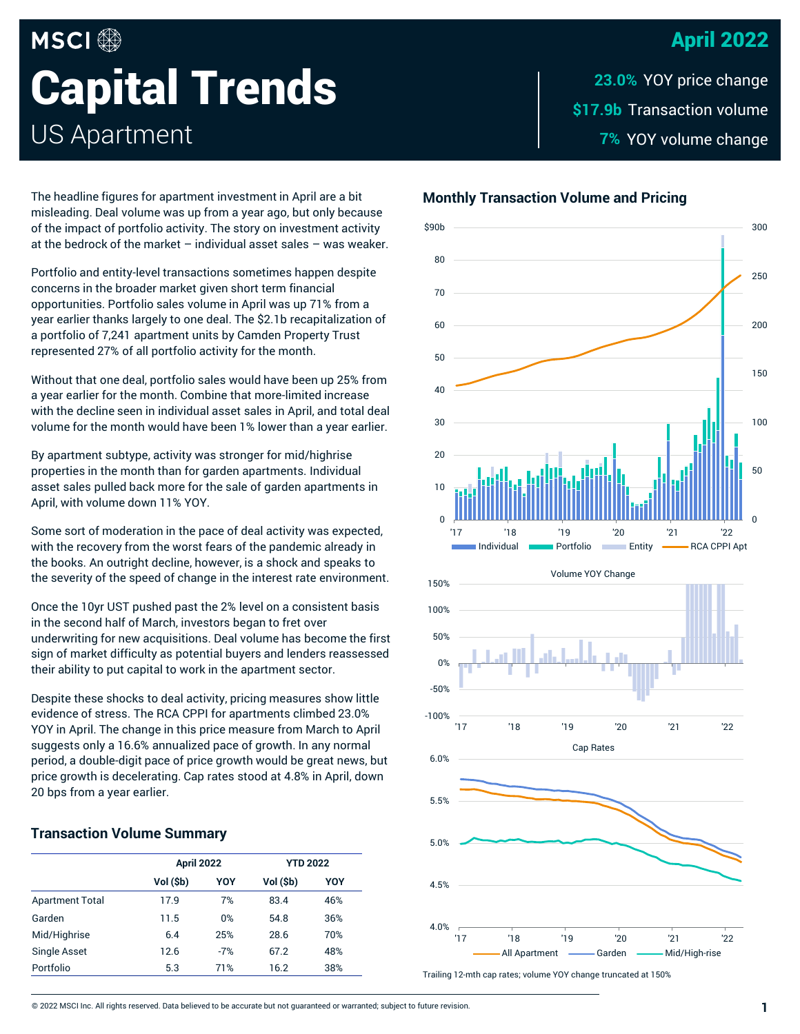MSCI

# Capital Trends

## US Apartment

**April 2022**

**23.0%** YOY price change

**$17.9b** Transaction volume

**7%** YOY volume change

The headline figures for apartment investment in April are a bit misleading. Deal volume was up from a year ago, but only because of the impact of portfolio activity. The story on investment activity at the bedrock of the market – individual asset sales – was weaker.

Portfolio and entity-level transactions sometimes happen despite concerns in the broader market given short term financial opportunities. Portfolio sales volume in April was up 71% from a year earlier thanks largely to one deal. The $2.1b recapitalization of a portfolio of 7,241 apartment units by Camden Property Trust represented 27% of all portfolio activity for the month.

Without that one deal, portfolio sales would have been up 25% from a year earlier for the month. Combine that more-limited increase with the decline seen in individual asset sales in April, and total deal volume for the month would have been 1% lower than a year earlier.

By apartment subtype, activity was stronger for mid/highrise properties in the month than for garden apartments. Individual asset sales pulled back more for the sale of garden apartments in April, with volume down 11% YOY.

Some sort of moderation in the pace of deal activity was expected, with the recovery from the worst fears of the pandemic already in the books. An outright decline, however, is a shock and speaks to the severity of the speed of change in the interest rate environment.

Once the 10yr UST pushed past the 2% level on a consistent basis in the second half of March, investors began to fret over underwriting for new acquisitions. Deal volume has become the first sign of market difficulty as potential buyers and lenders reassessed their ability to put capital to work in the apartment sector.

Despite these shocks to deal activity, pricing measures show little evidence of stress. The RCA CPPI for apartments climbed 23.0% YOY in April. The change in this price measure from March to April suggests only a 16.6% annualized pace of growth. In any normal period, a double-digit pace of price growth would be great news, but price growth is decelerating. Cap rates stood at 4.8% in April, down 20 bps from a year earlier.

### Transaction Volume Summary

| | April 2022 | | YTD 2022 | |
|---|---|---|---|---|
| | Vol ($b) | YOY | Vol ($b) | YOY |
| Apartment Total | 17.9 | 7% | 83.4 | 46% |
| Garden | 11.5 | 0% | 54.8 | 36% |
| Mid/Highrise | 6.4 | 25% | 28.6 | 70% |
| Single Asset | 12.6 | -7% | 67.2 | 48% |
| Portfolio | 5.3 | 71% | 16.2 | 38% |

### Monthly Transaction Volume and Pricing

Trailing 12-mth cap rates; volume YOY change truncated at 150%

© 2022 MSCI Inc. All rights reserved. Data believed to be accurate but not guaranteed or warranted; subject to future revision.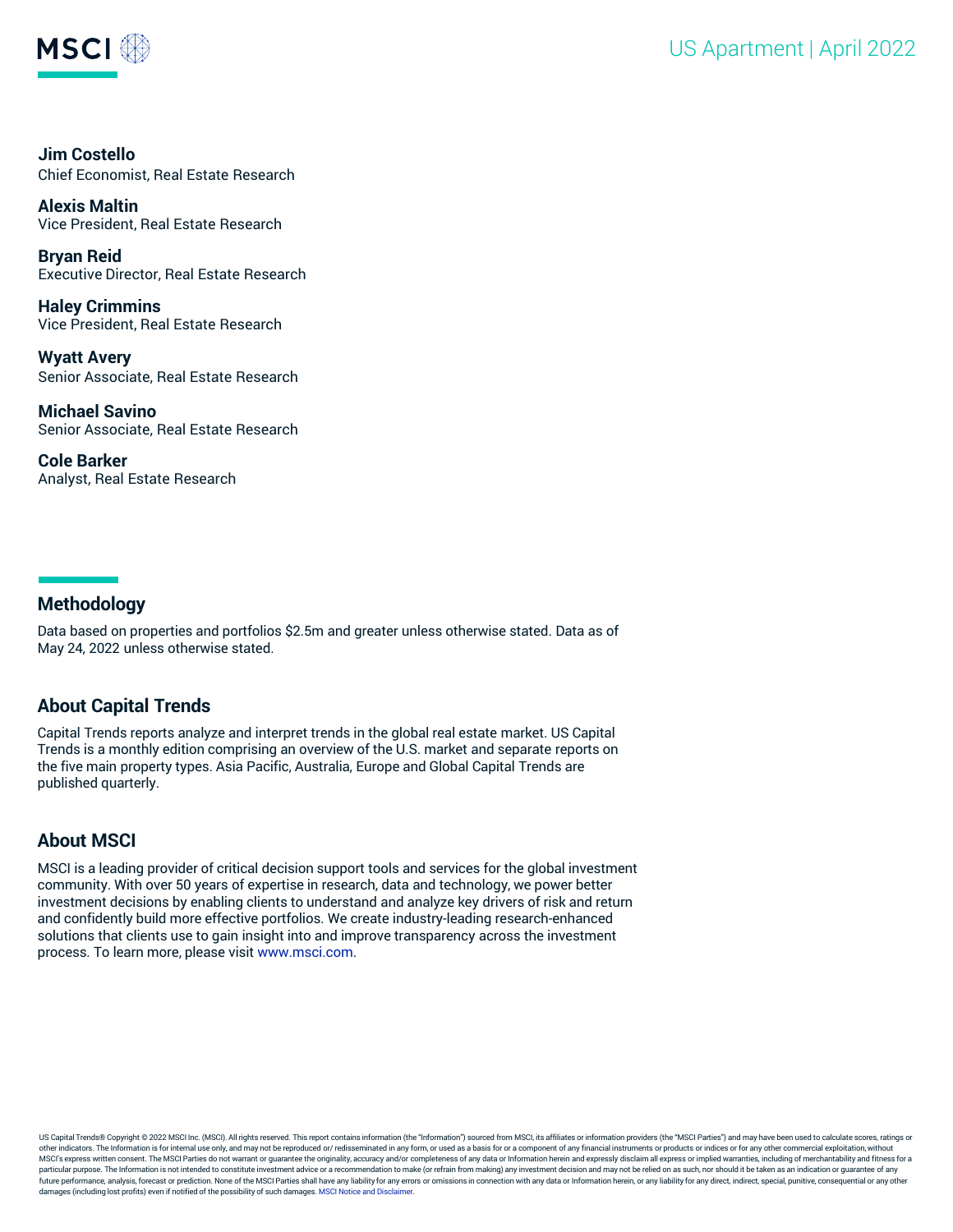**Jim Costello**
Chief Economist, Real Estate Research

**Alexis Maltin**
Vice President, Real Estate Research

**Bryan Reid**
Executive Director, Real Estate Research

**Haley Crimmins**
Vice President, Real Estate Research

**Wyatt Avery**
Senior Associate, Real Estate Research

**Michael Savino**
Senior Associate, Real Estate Research

**Cole Barker**
Analyst, Real Estate Research

## Methodology

Data based on properties and portfolios $2.5m and greater unless otherwise stated. Data as of May 24, 2022 unless otherwise stated.

## About Capital Trends

Capital Trends reports analyze and interpret trends in the global real estate market. US Capital Trends is a monthly edition comprising an overview of the U.S. market and separate reports on the five main property types. Asia Pacific, Australia, Europe and Global Capital Trends are published quarterly.

## About MSCI

MSCI is a leading provider of critical decision support tools and services for the global investment community. With over 50 years of expertise in research, data and technology, we power better investment decisions by enabling clients to understand and analyze key drivers of risk and return and confidently build more effective portfolios. We create industry-leading research-enhanced solutions that clients use to gain insight into and improve transparency across the investment process. To learn more, please visit www.msci.com.

US Capital Trends® Copyright © 2022 MSCI Inc. (MSCI). All rights reserved. This report contains information (the "Information") sourced from MSCI, its affiliates or information providers (the "MSCI Parties") and may have been used to calculate scores, ratings or other indicators. The Information is for internal use only, and may not be reproduced or/ redisseminated in any form, or used as a basis for or a component of any financial instruments or products or indices or for any other commercial exploitation, without MSCI's express written consent. The MSCI Parties do not warrant or guarantee the originality, accuracy and/or completeness of any data or Information herein and expressly disclaim all express or implied warranties, including of merchantability and fitness for a particular purpose. The Information is not intended to constitute investment advice or a recommendation to make (or refrain from making) any investment decision and may not be relied on as such, nor should it be taken as an indication or guarantee of any future performance, analysis, forecast or prediction. None of the MSCI Parties shall have any liability for any errors or omissions in connection with any data or Information herein, or any liability for any direct, indirect, special, punitive, consequential or any other damages (including lost profits) even if notified of the possibility of such damages. MSCI Notice and Disclaimer.